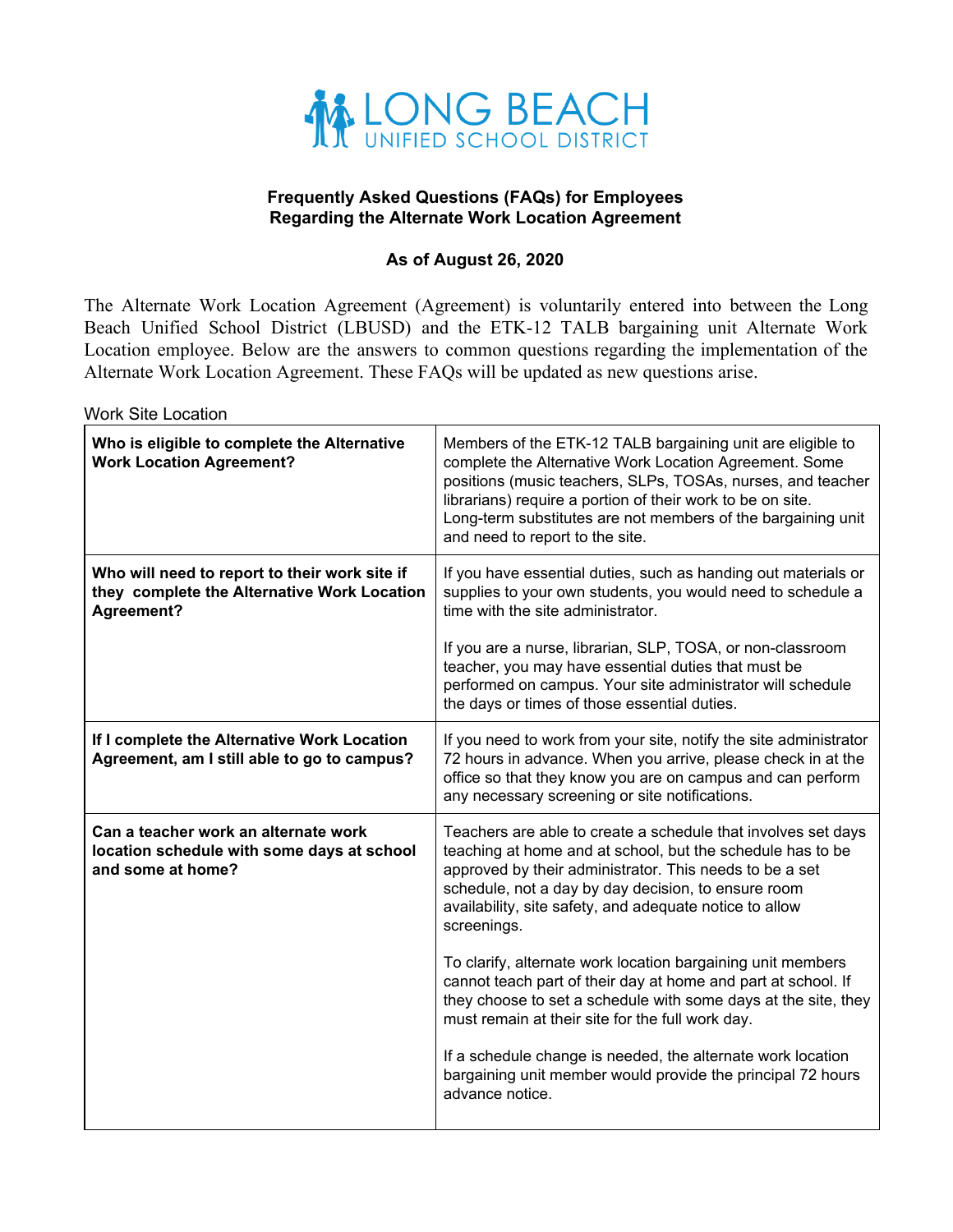# LONG BEACH UNIFIED SCHOOL DISTRICT

**Frequently Asked Questions (FAQs) for Employees**
**Regarding the Alternate Work Location Agreement**

**As of August 26, 2020**

The Alternate Work Location Agreement (Agreement) is voluntarily entered into between the Long Beach Unified School District (LBUSD) and the ETK-12 TALB bargaining unit Alternate Work Location employee. Below are the answers to common questions regarding the implementation of the Alternate Work Location Agreement. These FAQs will be updated as new questions arise.

Work Site Location

| Question | Answer |
| --- | --- |
| **Who is eligible to complete the Alternative Work Location Agreement?** | Members of the ETK-12 TALB bargaining unit are eligible to complete the Alternative Work Location Agreement. Some positions (music teachers, SLPs, TOSAs, nurses, and teacher librarians) require a portion of their work to be on site. Long-term substitutes are not members of the bargaining unit and need to report to the site. |
| **Who will need to report to their work site if they complete the Alternative Work Location Agreement?** | If you have essential duties, such as handing out materials or supplies to your own students, you would need to schedule a time with the site administrator.<br><br>If you are a nurse, librarian, SLP, TOSA, or non-classroom teacher, you may have essential duties that must be performed on campus. Your site administrator will schedule the days or times of those essential duties. |
| **If I complete the Alternative Work Location Agreement, am I still able to go to campus?** | If you need to work from your site, notify the site administrator 72 hours in advance. When you arrive, please check in at the office so that they know you are on campus and can perform any necessary screening or site notifications. |
| **Can a teacher work an alternate work location schedule with some days at school and some at home?** | Teachers are able to create a schedule that involves set days teaching at home and at school, but the schedule has to be approved by their administrator. This needs to be a set schedule, not a day by day decision, to ensure room availability, site safety, and adequate notice to allow screenings.<br><br>To clarify, alternate work location bargaining unit members cannot teach part of their day at home and part at school. If they choose to set a schedule with some days at the site, they must remain at their site for the full work day.<br><br>If a schedule change is needed, the alternate work location bargaining unit member would provide the principal 72 hours advance notice. |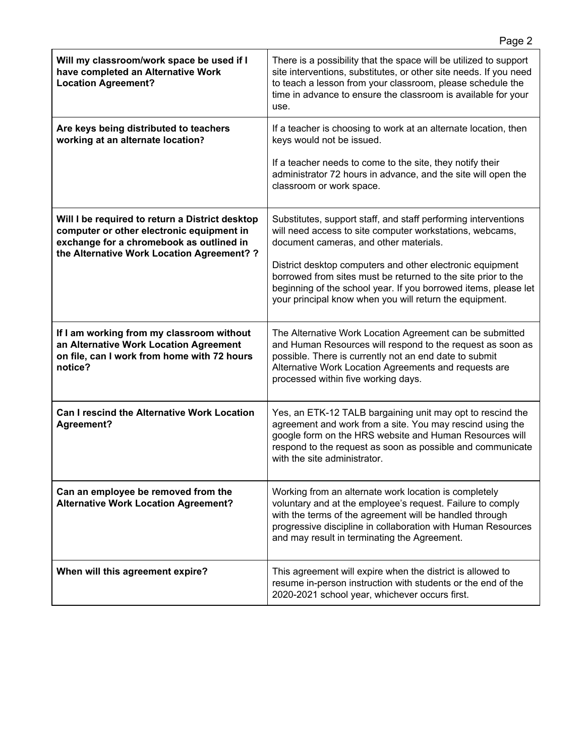| | |
|---|---|
| **Will my classroom/work space be used if I have completed an Alternative Work Location Agreement?** | There is a possibility that the space will be utilized to support site interventions, substitutes, or other site needs. If you need to teach a lesson from your classroom, please schedule the time in advance to ensure the classroom is available for your use. |
| **Are keys being distributed to teachers working at an alternate location?** | If a teacher is choosing to work at an alternate location, then keys would not be issued.<br><br>If a teacher needs to come to the site, they notify their administrator 72 hours in advance, and the site will open the classroom or work space. |
| **Will I be required to return a District desktop computer or other electronic equipment in exchange for a chromebook as outlined in the Alternative Work Location Agreement? ?** | Substitutes, support staff, and staff performing interventions will need access to site computer workstations, webcams, document cameras, and other materials.<br><br>District desktop computers and other electronic equipment borrowed from sites must be returned to the site prior to the beginning of the school year. If you borrowed items, please let your principal know when you will return the equipment. |
| **If I am working from my classroom without an Alternative Work Location Agreement on file, can I work from home with 72 hours notice?** | The Alternative Work Location Agreement can be submitted and Human Resources will respond to the request as soon as possible. There is currently not an end date to submit Alternative Work Location Agreements and requests are processed within five working days. |
| **Can I rescind the Alternative Work Location Agreement?** | Yes, an ETK-12 TALB bargaining unit may opt to rescind the agreement and work from a site. You may rescind using the google form on the HRS website and Human Resources will respond to the request as soon as possible and communicate with the site administrator. |
| **Can an employee be removed from the Alternative Work Location Agreement?** | Working from an alternate work location is completely voluntary and at the employee's request. Failure to comply with the terms of the agreement will be handled through progressive discipline in collaboration with Human Resources and may result in terminating the Agreement. |
| **When will this agreement expire?** | This agreement will expire when the district is allowed to resume in-person instruction with students or the end of the 2020-2021 school year, whichever occurs first. |